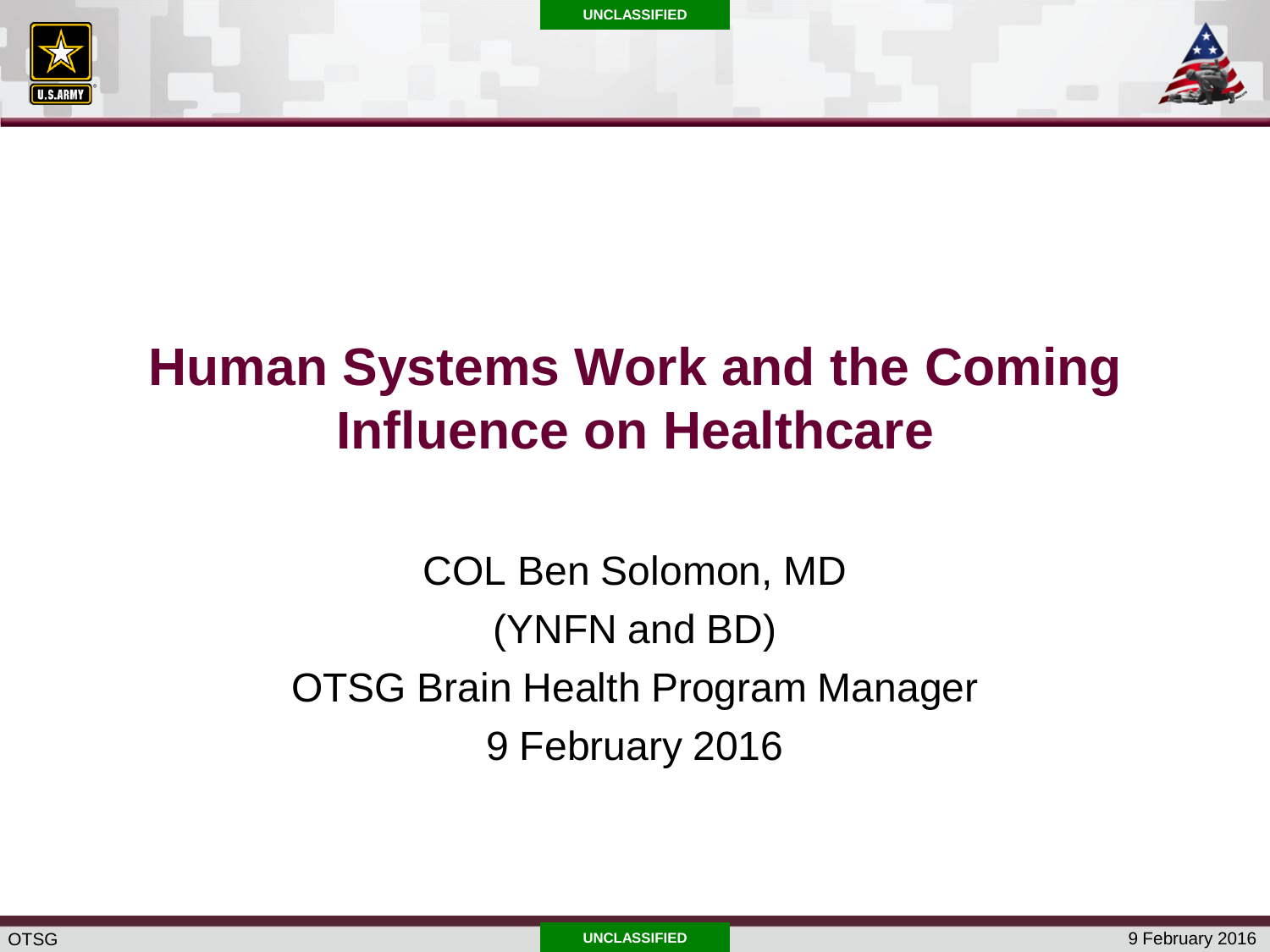# Human Systems Work and the Coming Influence on Healthcare

COL Ben Solomon, MD

(YNFN and BD)

OTSG Brain Health Program Manager

9 February 2016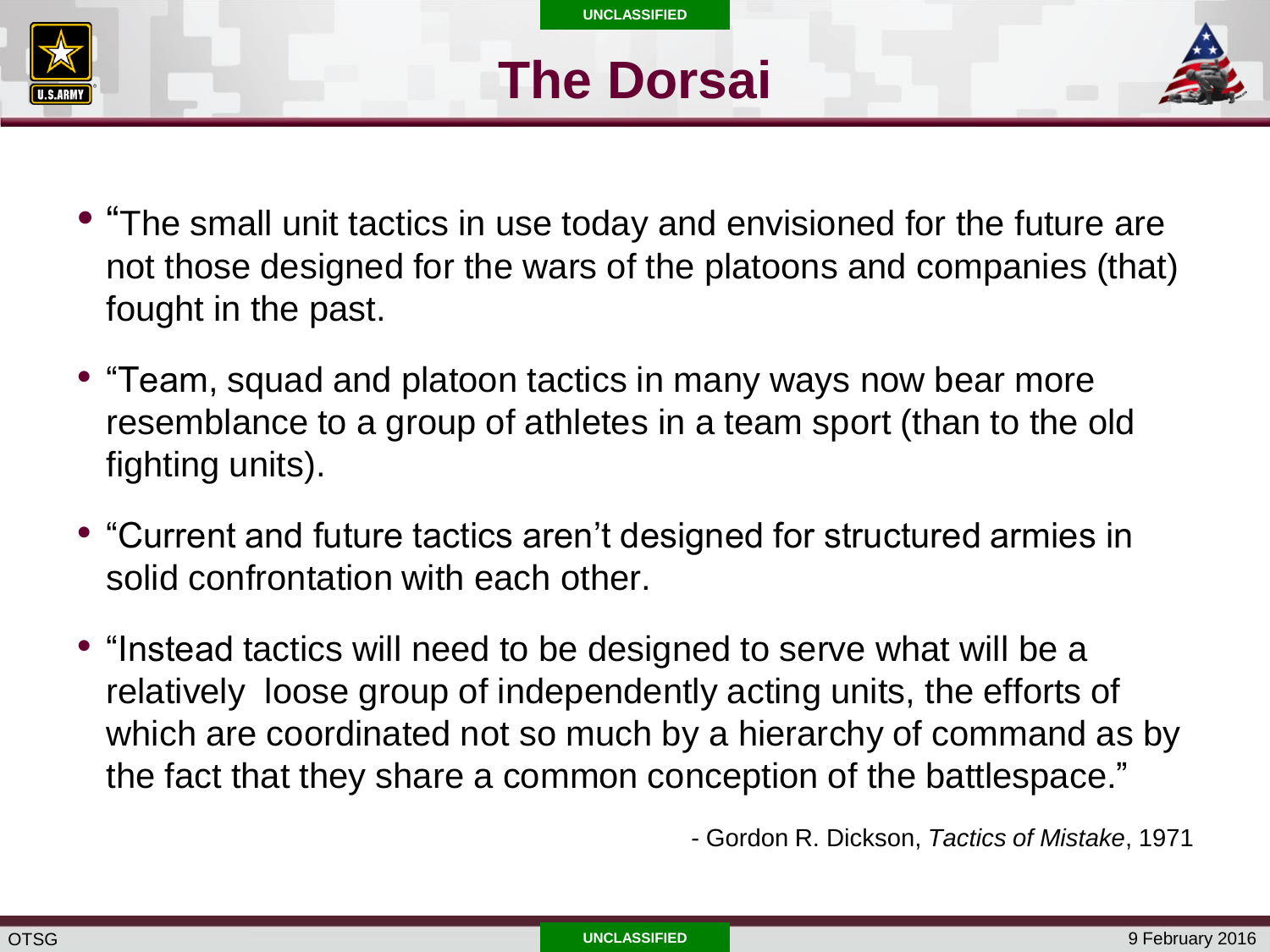# The Dorsai

- "The small unit tactics in use today and envisioned for the future are not those designed for the wars of the platoons and companies (that) fought in the past.
- "Team, squad and platoon tactics in many ways now bear more resemblance to a group of athletes in a team sport (than to the old fighting units).
- "Current and future tactics aren't designed for structured armies in solid confrontation with each other.
- "Instead tactics will need to be designed to serve what will be a relatively loose group of independently acting units, the efforts of which are coordinated not so much by a hierarchy of command as by the fact that they share a common conception of the battlespace."

- Gordon R. Dickson, *Tactics of Mistake*, 1971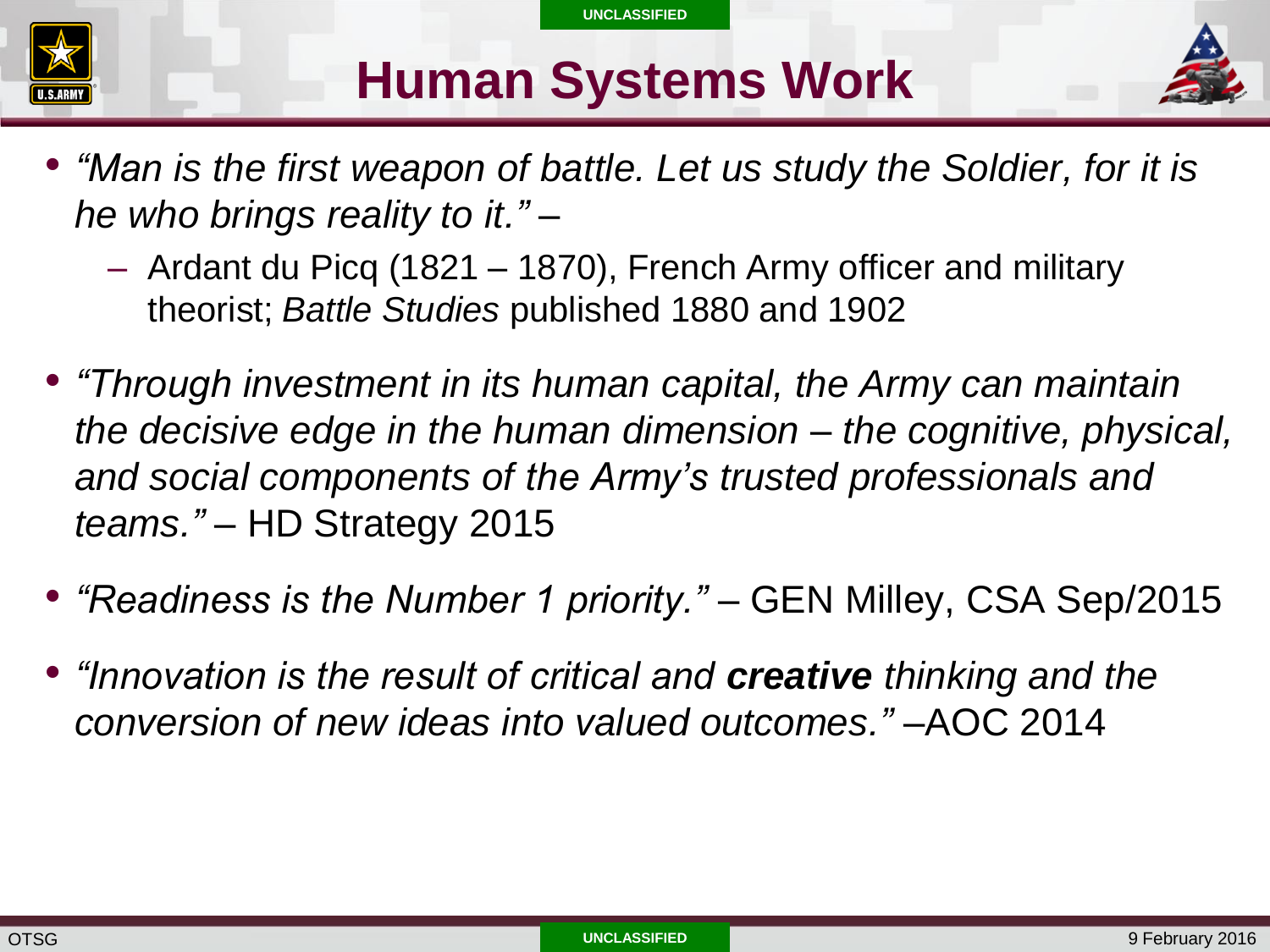# Human Systems Work

- *"Man is the first weapon of battle. Let us study the Soldier, for it is he who brings reality to it."* –
  - Ardant du Picq (1821 – 1870), French Army officer and military theorist; *Battle Studies* published 1880 and 1902
- *"Through investment in its human capital, the Army can maintain the decisive edge in the human dimension – the cognitive, physical, and social components of the Army's trusted professionals and teams."* – HD Strategy 2015
- *"Readiness is the Number 1 priority."* – GEN Milley, CSA Sep/2015
- *"Innovation is the result of critical and **creative** thinking and the conversion of new ideas into valued outcomes."* –AOC 2014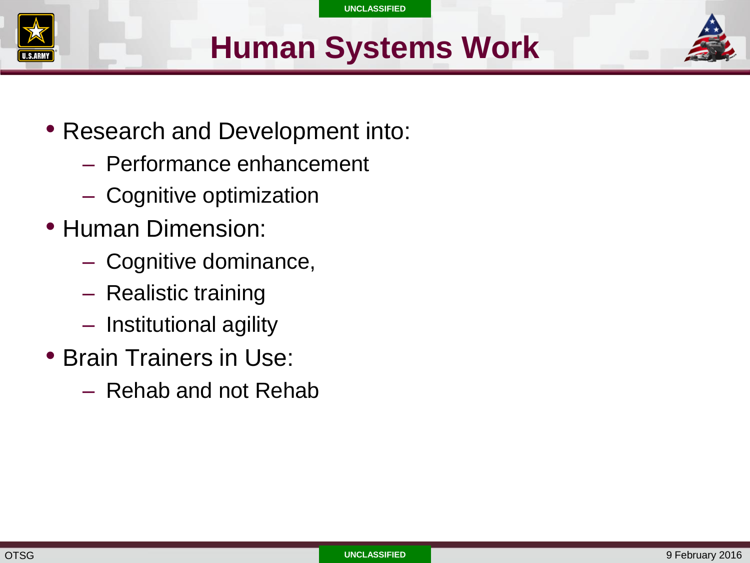# Human Systems Work

- Research and Development into:
  - Performance enhancement
  - Cognitive optimization
- Human Dimension:
  - Cognitive dominance,
  - Realistic training
  - Institutional agility
- Brain Trainers in Use:
  - Rehab and not Rehab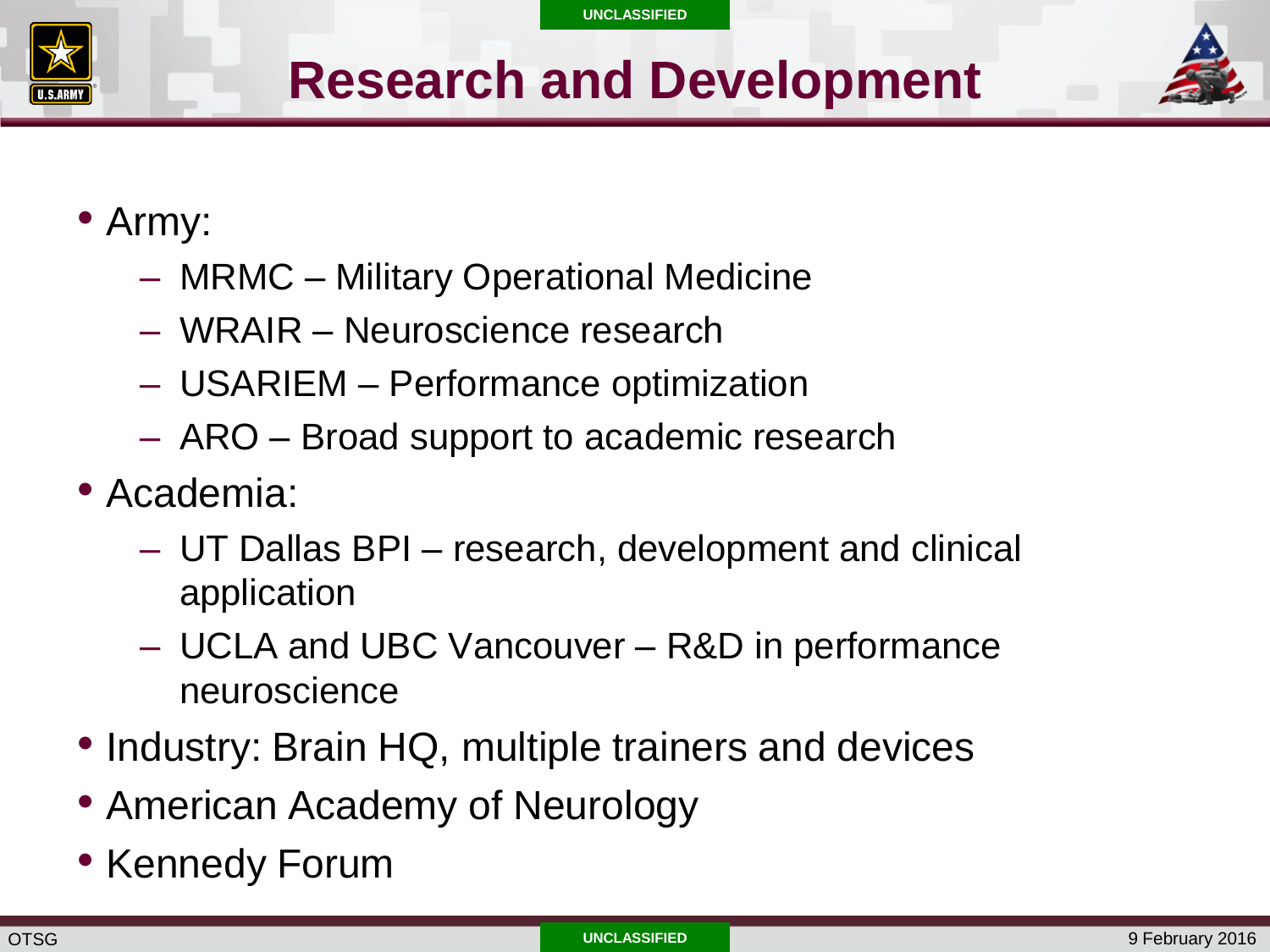# Research and Development

- Army:
  - MRMC – Military Operational Medicine
  - WRAIR – Neuroscience research
  - USARIEM – Performance optimization
  - ARO – Broad support to academic research
- Academia:
  - UT Dallas BPI – research, development and clinical application
  - UCLA and UBC Vancouver – R&D in performance neuroscience
- Industry: Brain HQ, multiple trainers and devices
- American Academy of Neurology
- Kennedy Forum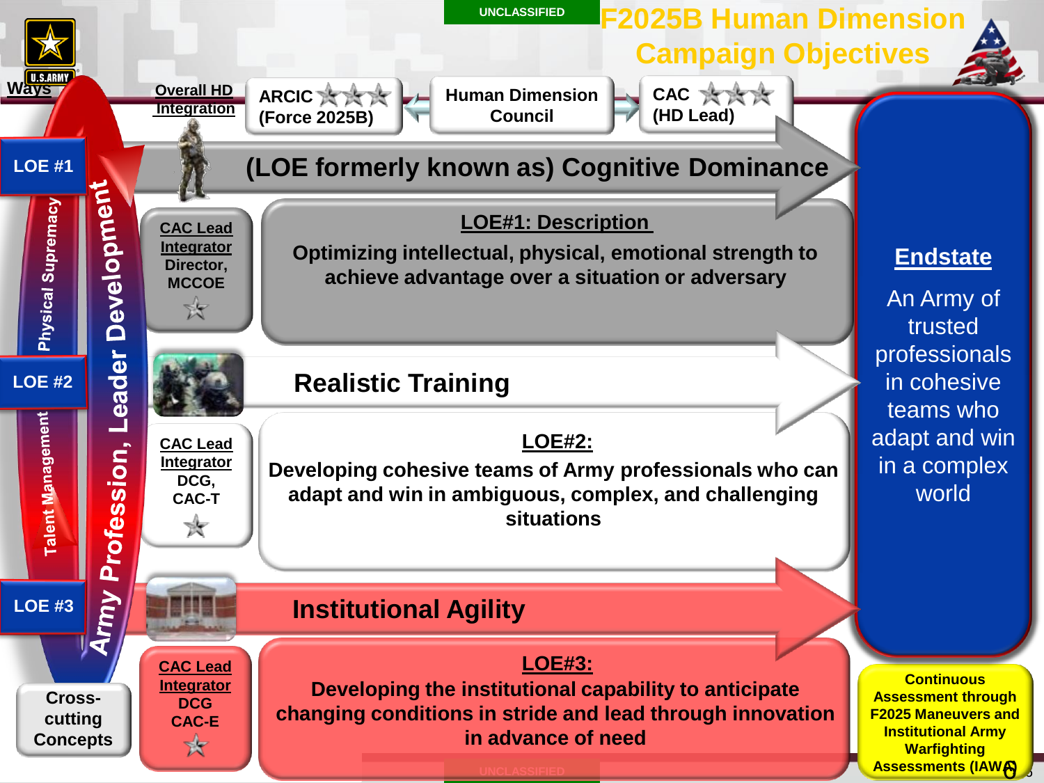# F2025B Human Dimension Campaign Objectives

UNCLASSIFIED

**Ways**

**Overall HD Integration**

ARCIC ★★★ (Force 2025B) ⟷ Human Dimension Council ⟷ CAC ★★★ (HD Lead)

Army Profession, Leader Development

## LOE #1 — (LOE formerly known as) Cognitive Dominance

Physical Supremacy

**CAC Lead Integrator** Director, MCCOE ★

**LOE#1: Description**

Optimizing intellectual, physical, emotional strength to achieve advantage over a situation or adversary

## LOE #2 — Realistic Training

Talent Management

**CAC Lead Integrator** DCG, CAC-T ★

**LOE#2:**

Developing cohesive teams of Army professionals who can adapt and win in ambiguous, complex, and challenging situations

## LOE #3 — Institutional Agility

**CAC Lead Integrator** DCG CAC-E ★

**LOE#3:**

Developing the institutional capability to anticipate changing conditions in stride and lead through innovation in advance of need

Cross-cutting Concepts

**Endstate**

An Army of trusted professionals in cohesive teams who adapt and win in a complex world

Continuous Assessment through F2025 Maneuvers and Institutional Army Warfighting Assessments (IAWA)

UNCLASSIFIED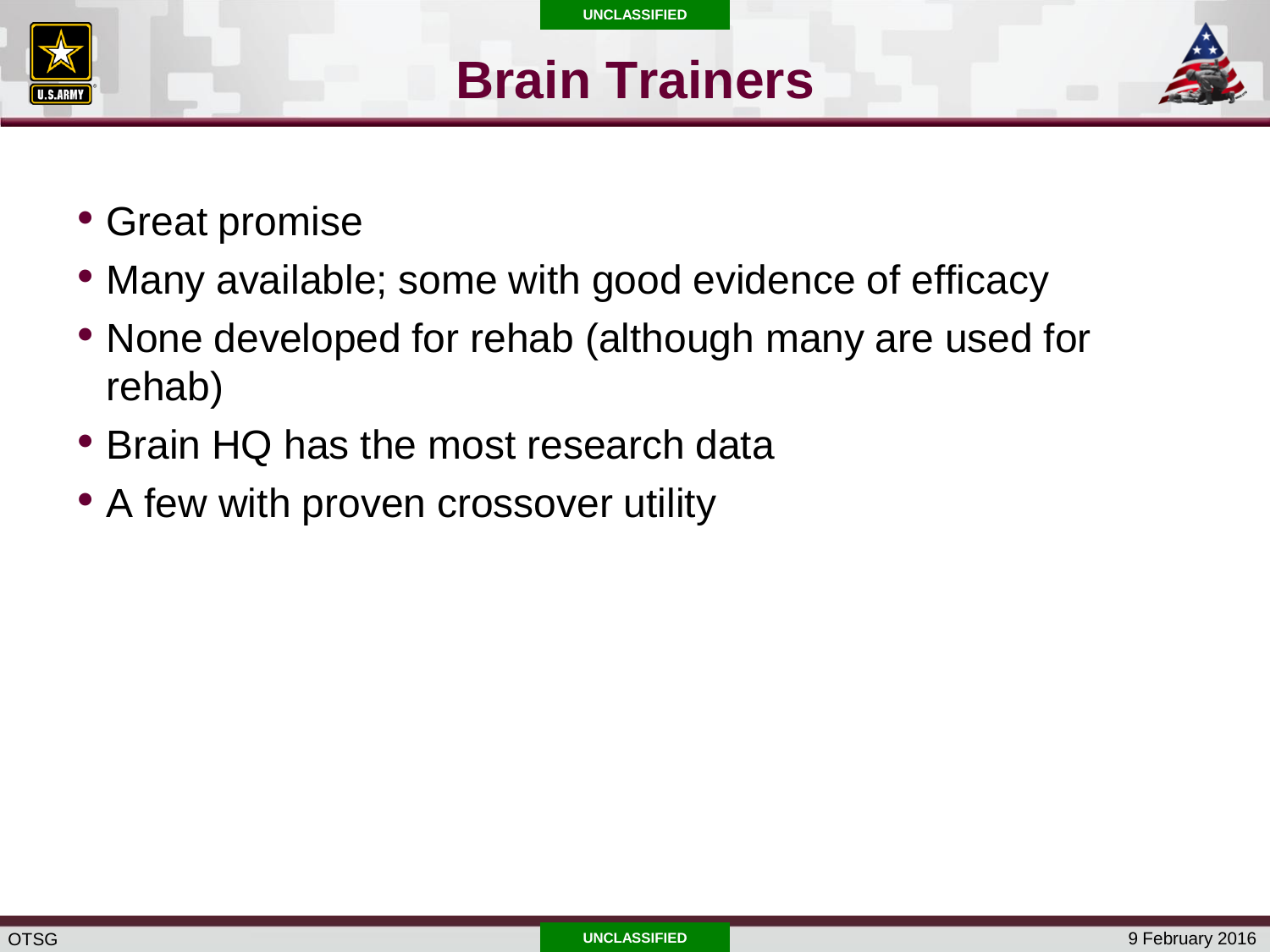# Brain Trainers

- Great promise
- Many available; some with good evidence of efficacy
- None developed for rehab (although many are used for rehab)
- Brain HQ has the most research data
- A few with proven crossover utility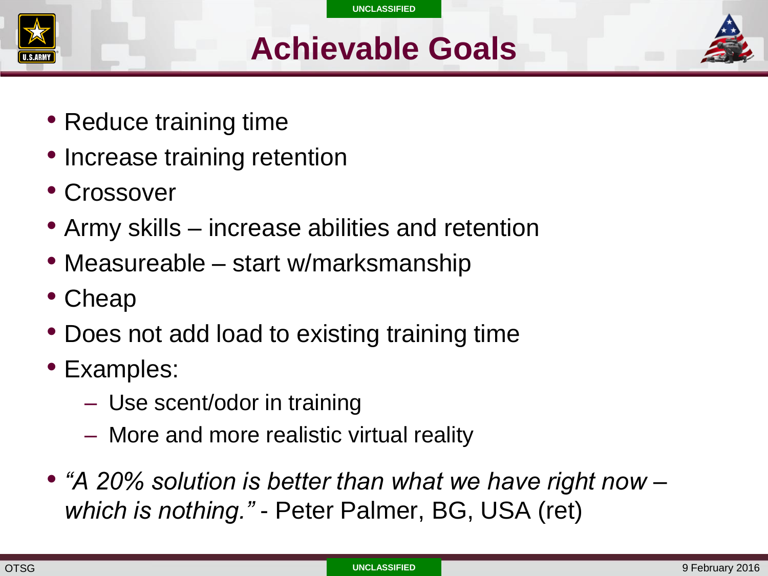# Achievable Goals

- Reduce training time
- Increase training retention
- Crossover
- Army skills – increase abilities and retention
- Measureable – start w/marksmanship
- Cheap
- Does not add load to existing training time
- Examples:
  - Use scent/odor in training
  - More and more realistic virtual reality
- *"A 20% solution is better than what we have right now – which is nothing."* - Peter Palmer, BG, USA (ret)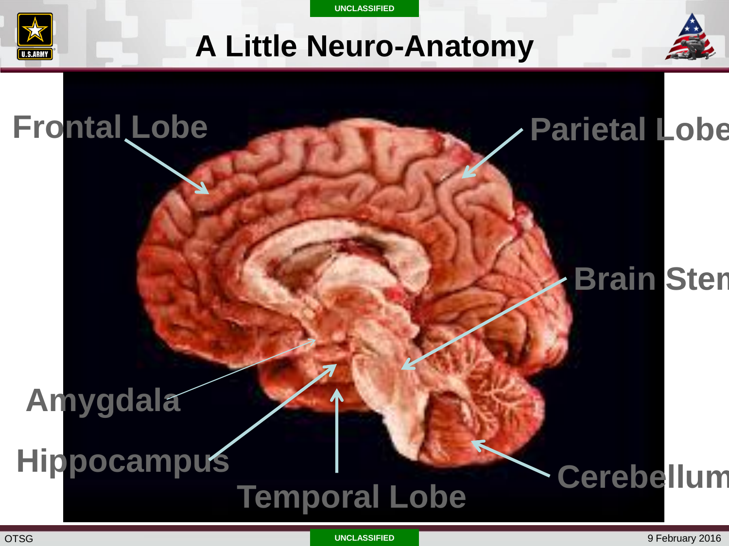# A Little Neuro-Anatomy

Frontal Lobe

Parietal Lobe

Brain Stem

Amygdala

Hippocampus

Temporal Lobe

Cerebellum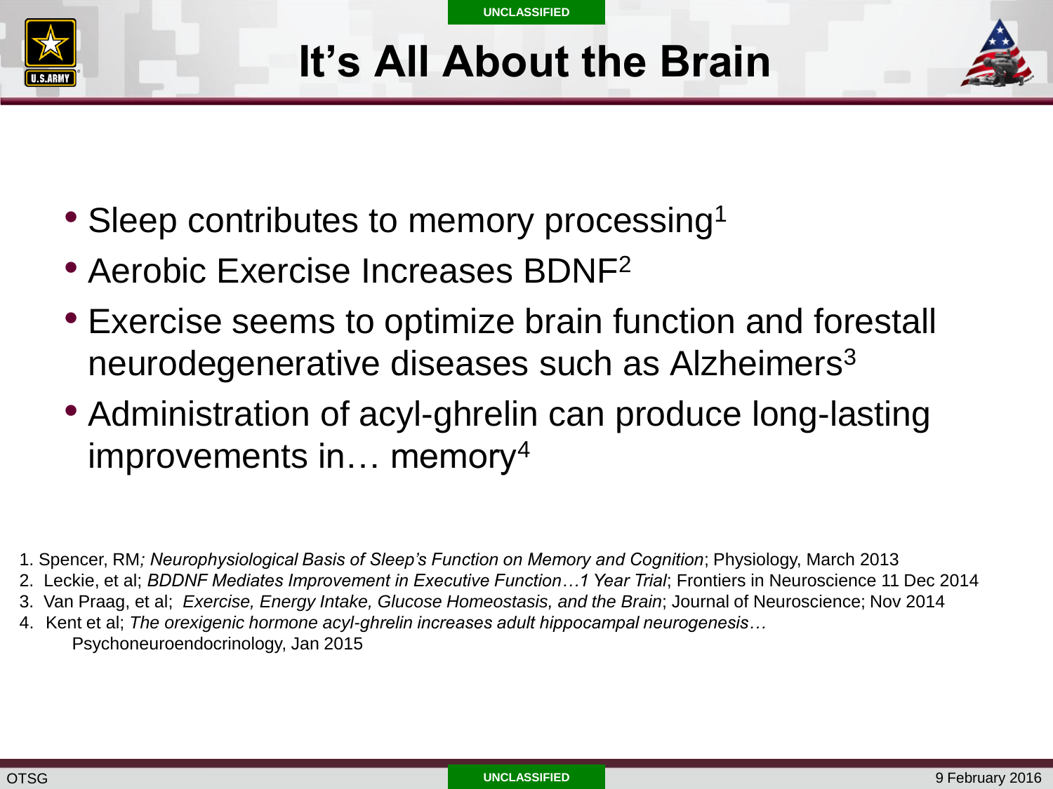# It's All About the Brain

- Sleep contributes to memory processing[1]
- Aerobic Exercise Increases BDNF[2]
- Exercise seems to optimize brain function and forestall neurodegenerative diseases such as Alzheimers[3]
- Administration of acyl-ghrelin can produce long-lasting improvements in… memory[4]

1. Spencer, RM*; Neurophysiological Basis of Sleep's Function on Memory and Cognition*; Physiology, March 2013
2. Leckie, et al; *BDDNF Mediates Improvement in Executive Function…1 Year Trial*; Frontiers in Neuroscience 11 Dec 2014
3. Van Praag, et al; *Exercise, Energy Intake, Glucose Homeostasis, and the Brain*; Journal of Neuroscience; Nov 2014
4. Kent et al; *The orexigenic hormone acyl-ghrelin increases adult hippocampal neurogenesis…* Psychoneuroendocrinology, Jan 2015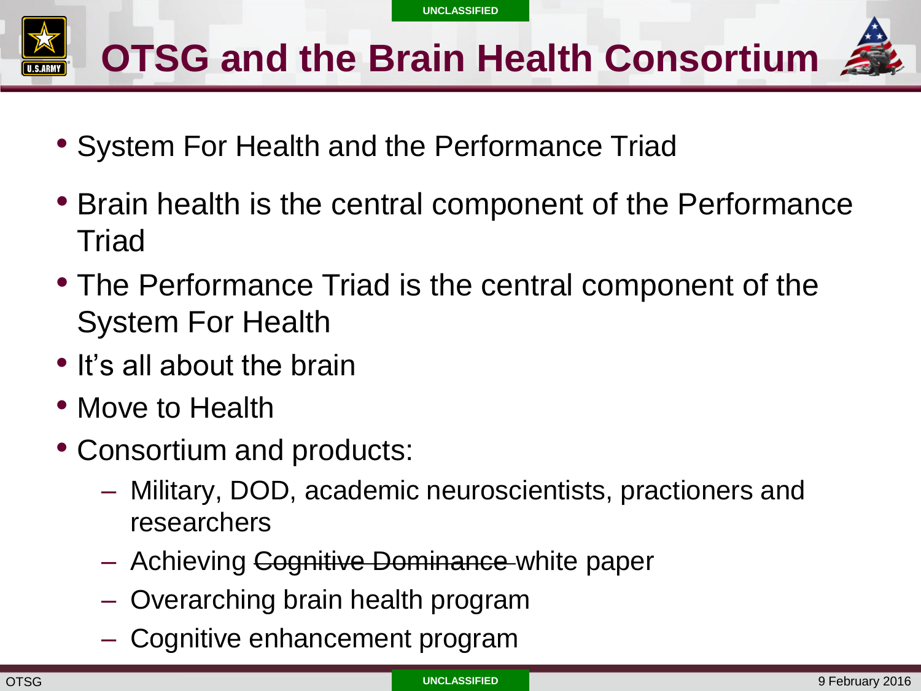# OTSG and the Brain Health Consortium

- System For Health and the Performance Triad
- Brain health is the central component of the Performance Triad
- The Performance Triad is the central component of the System For Health
- It's all about the brain
- Move to Health
- Consortium and products:
  - Military, DOD, academic neuroscientists, practioners and researchers
  - Achieving ~~Cognitive Dominance~~ white paper
  - Overarching brain health program
  - Cognitive enhancement program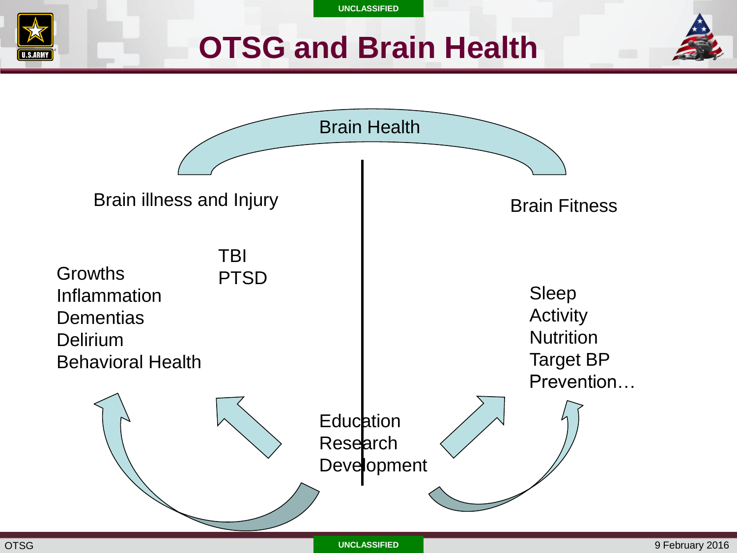# OTSG and Brain Health

Brain Health

Brain illness and Injury

Growths
Inflammation
Dementias
Delirium
Behavioral Health

TBI
PTSD

Brain Fitness

Sleep
Activity
Nutrition
Target BP
Prevention…

Education
Research
Development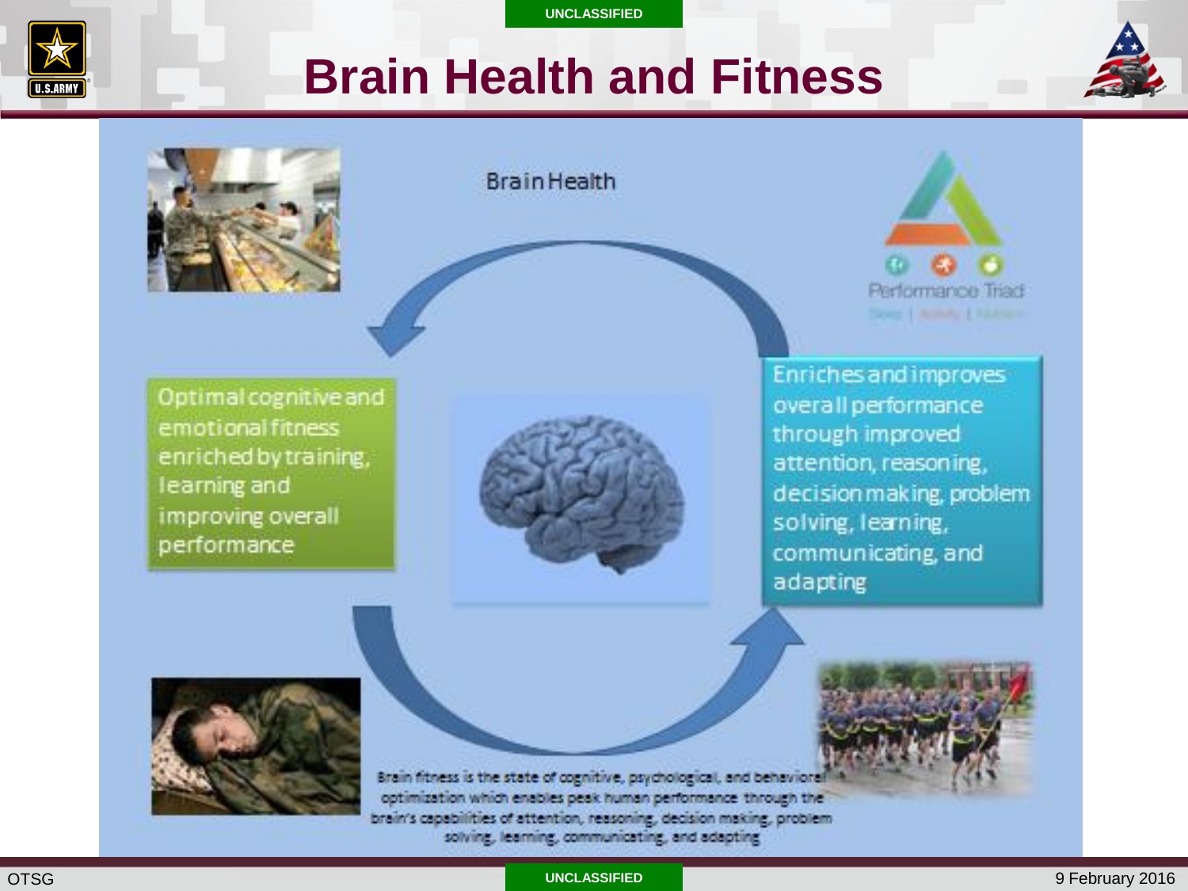# Brain Health and Fitness

Brain Health

Optimal cognitive and emotional fitness enriched by training, learning and improving overall performance

Enriches and improves overall performance through improved attention, reasoning, decision making, problem solving, learning, communicating, and adapting

Performance Triad

Sleep | Activity | Nutrition

Brain fitness is the state of cognitive, psychological, and behavioral optimization which enables peak human performance through the brain's capabilities of attention, reasoning, decision making, problem solving, learning, communicating, and adapting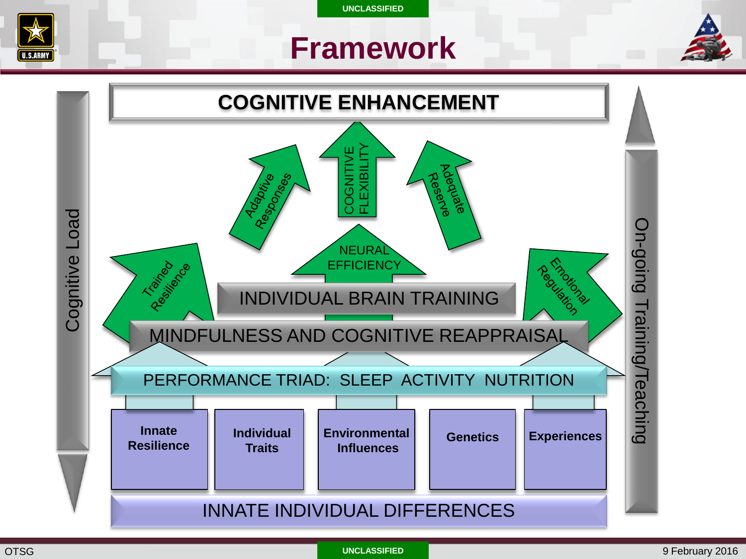# Framework

COGNITIVE ENHANCEMENT

Adaptive Responses

COGNITIVE FLEXIBILITY

Adequate Reserve

NEURAL EFFICIENCY

Trained Resilience

Emotional Regulation

INDIVIDUAL BRAIN TRAINING

MINDFULNESS AND COGNITIVE REAPPRAISAL

PERFORMANCE TRIAD: SLEEP ACTIVITY NUTRITION

**Innate Resilience**

**Individual Traits**

**Environmental Influences**

**Genetics**

**Experiences**

INNATE INDIVIDUAL DIFFERENCES

Cognitive Load

On-going Training/Teaching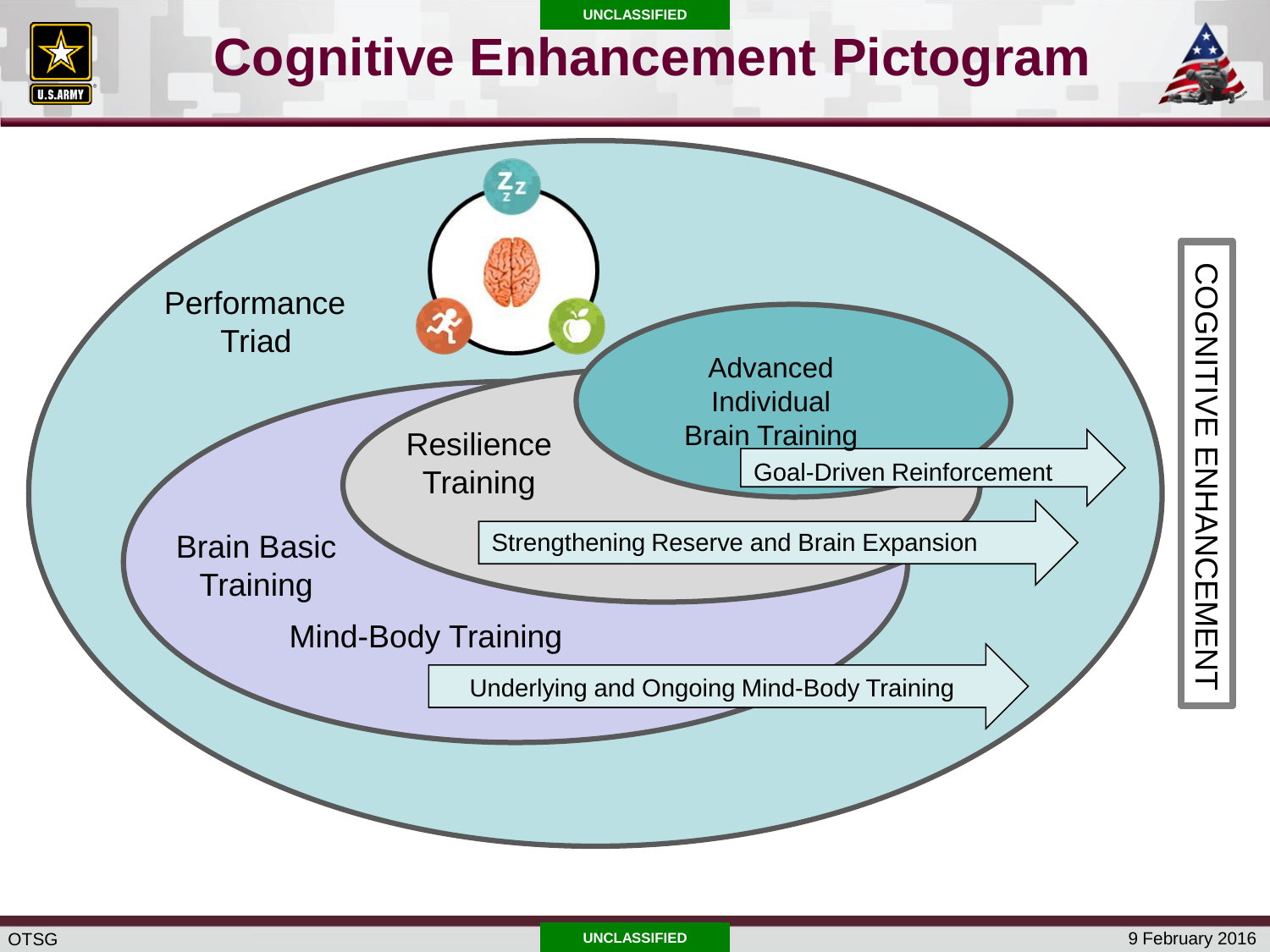# Cognitive Enhancement Pictogram

Performance Triad

Advanced Individual Brain Training

Resilience Training

Goal-Driven Reinforcement

Brain Basic Training

Strengthening Reserve and Brain Expansion

Mind-Body Training

Underlying and Ongoing Mind-Body Training

COGNITIVE ENHANCEMENT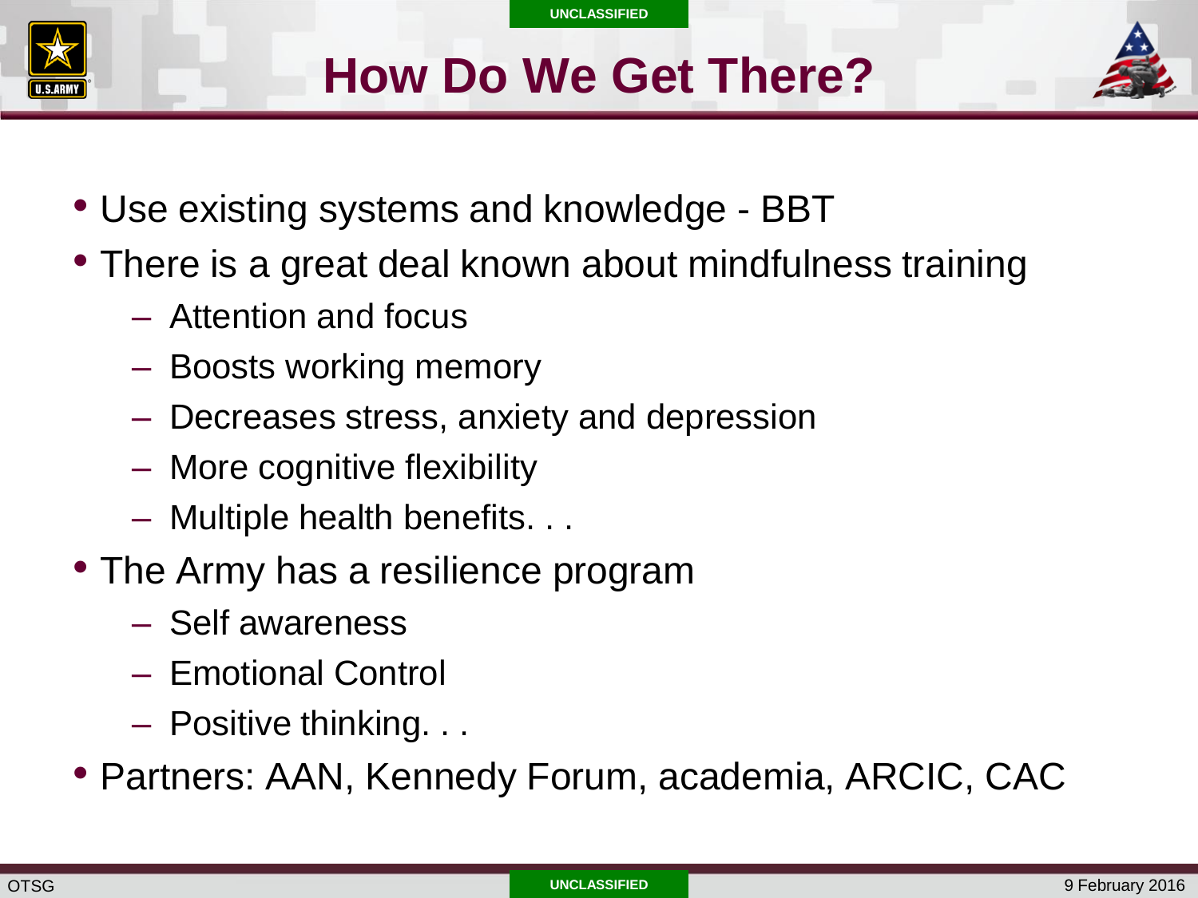# How Do We Get There?

- Use existing systems and knowledge - BBT
- There is a great deal known about mindfulness training
  - Attention and focus
  - Boosts working memory
  - Decreases stress, anxiety and depression
  - More cognitive flexibility
  - Multiple health benefits. . .
- The Army has a resilience program
  - Self awareness
  - Emotional Control
  - Positive thinking. . .
- Partners: AAN, Kennedy Forum, academia, ARCIC, CAC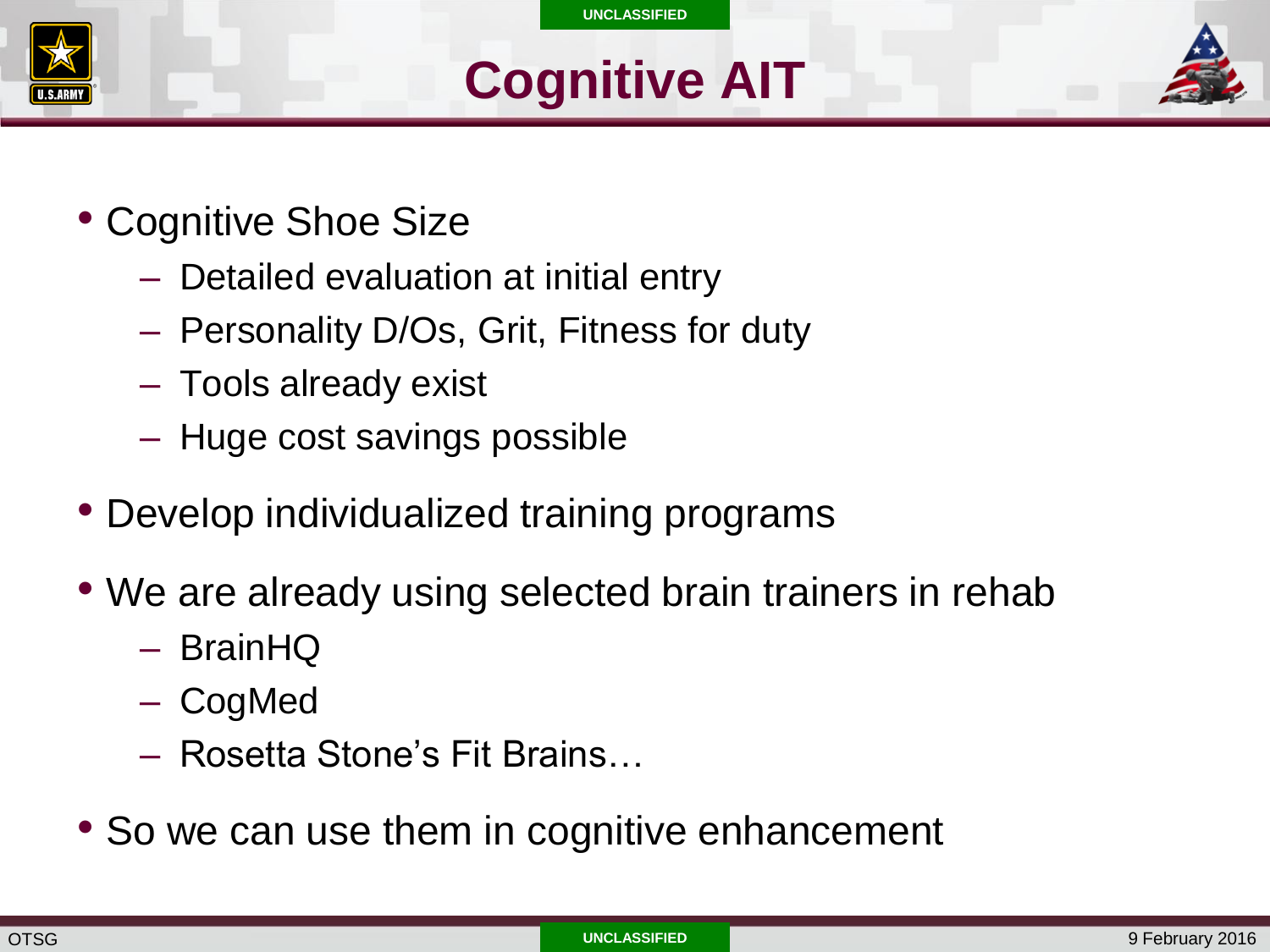# Cognitive AIT

- Cognitive Shoe Size
  - Detailed evaluation at initial entry
  - Personality D/Os, Grit, Fitness for duty
  - Tools already exist
  - Huge cost savings possible
- Develop individualized training programs
- We are already using selected brain trainers in rehab
  - BrainHQ
  - CogMed
  - Rosetta Stone's Fit Brains…
- So we can use them in cognitive enhancement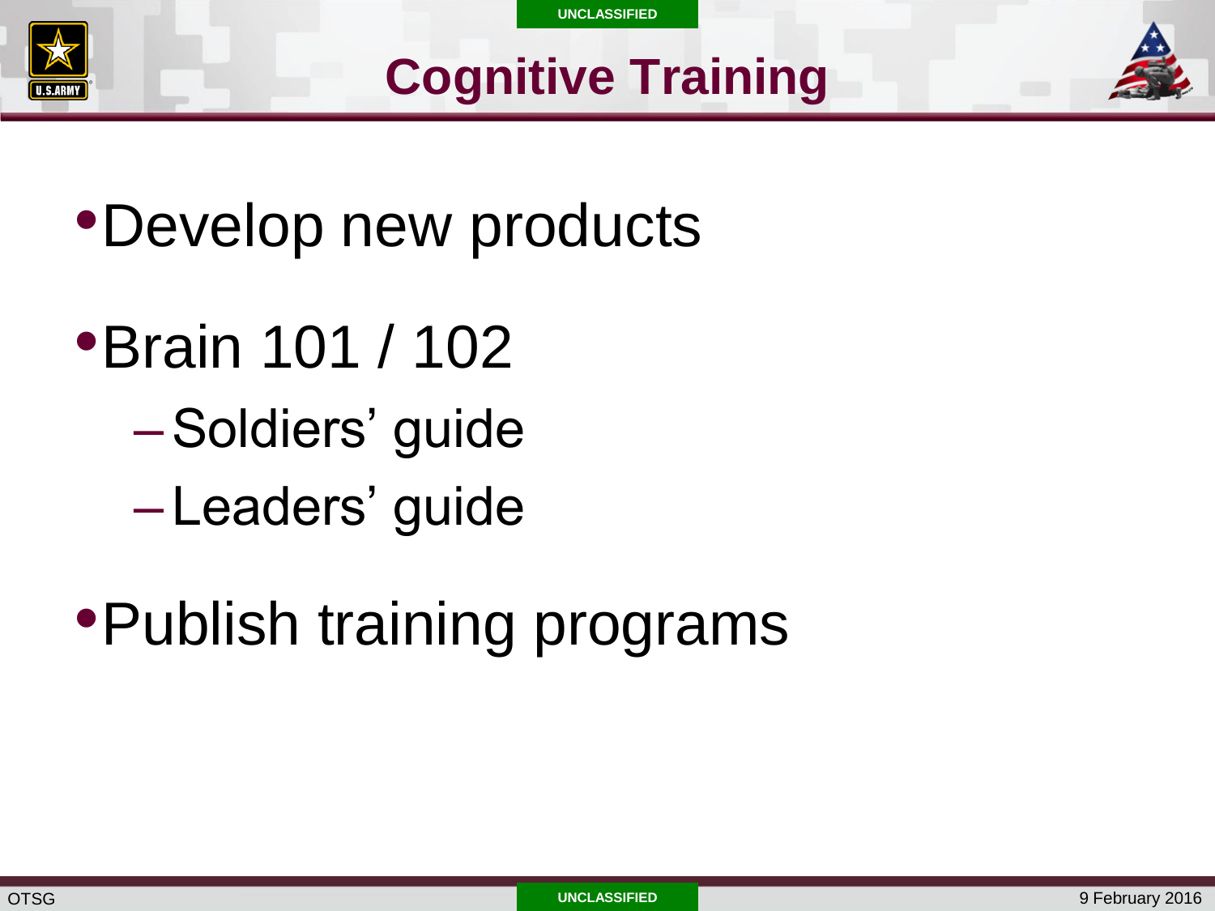# Cognitive Training

- Develop new products
- Brain 101 / 102
  - Soldiers' guide
  - Leaders' guide
- Publish training programs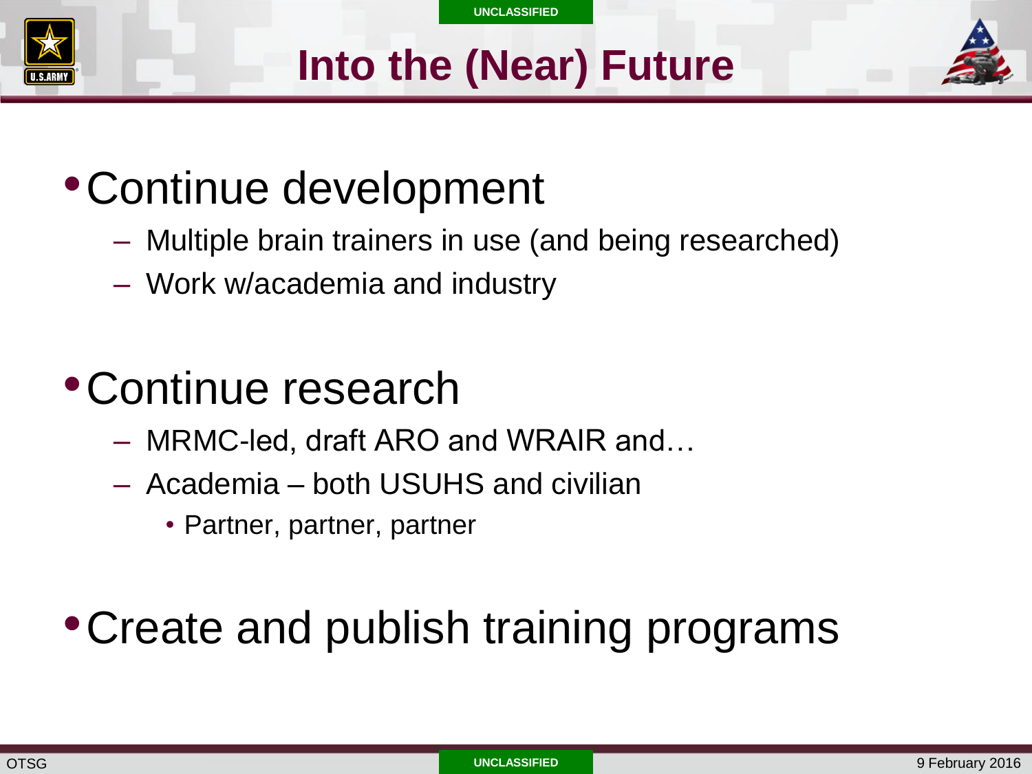# Into the (Near) Future

- Continue development
  - Multiple brain trainers in use (and being researched)
  - Work w/academia and industry

- Continue research
  - MRMC-led, draft ARO and WRAIR and…
  - Academia – both USUHS and civilian
    - Partner, partner, partner

- Create and publish training programs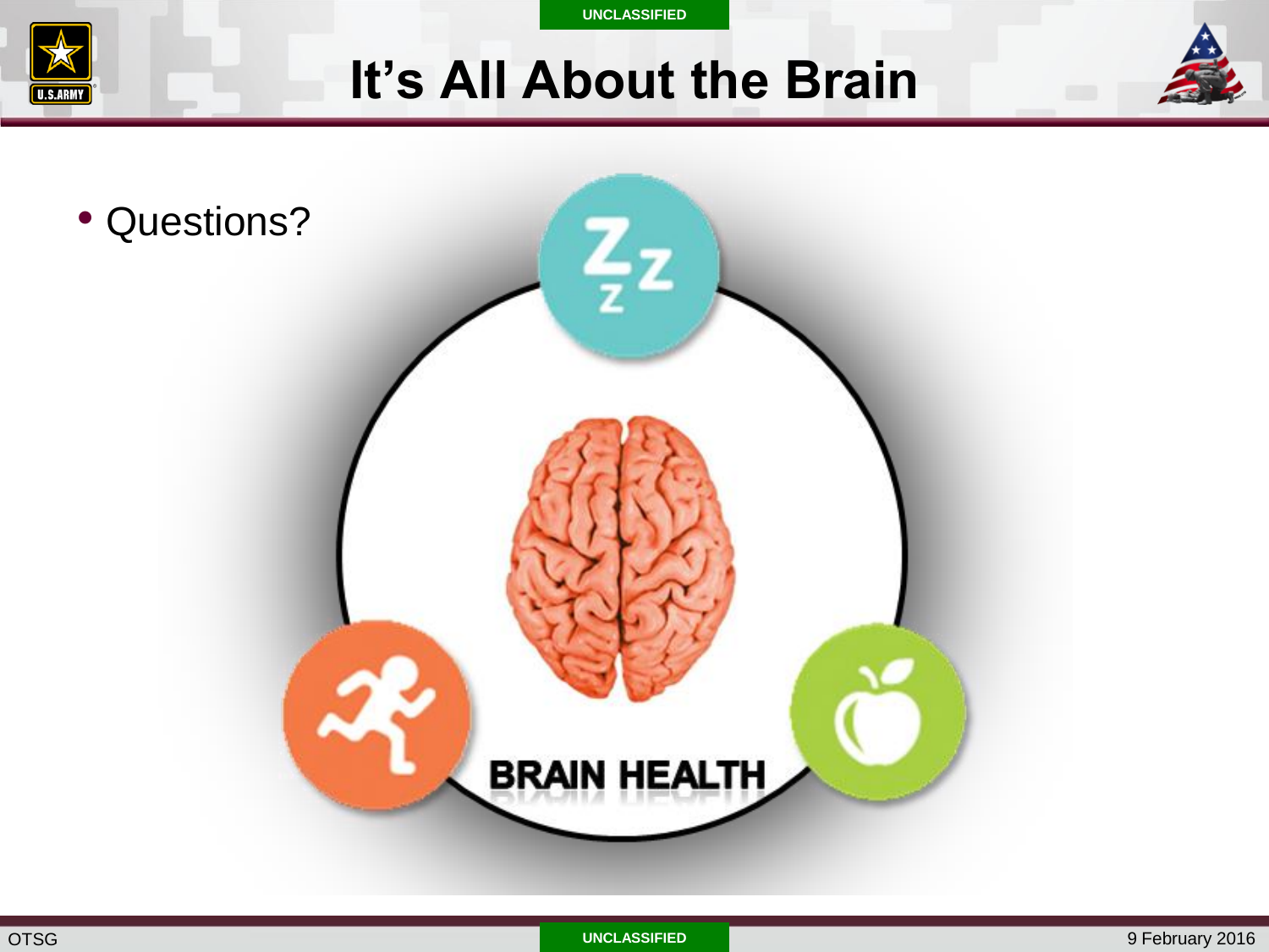# It's All About the Brain

- Questions?

BRAIN HEALTH